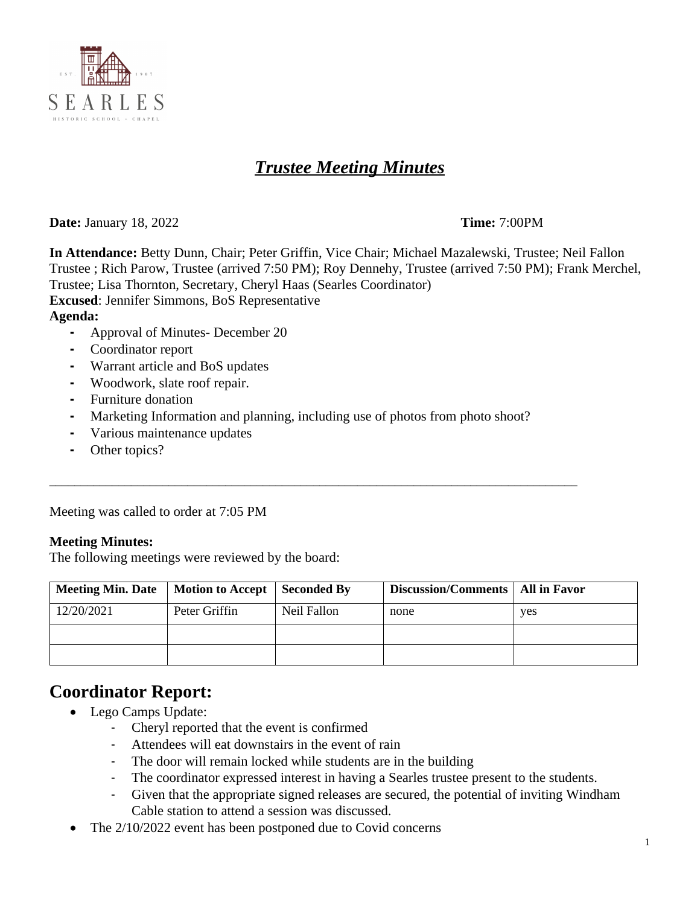# *Trustee Meeting Minutes*

**Date:** January 18, 2022 **Time:** 7:00PM

**In Attendance:** Betty Dunn, Chair; Peter Griffin, Vice Chair; Michael Mazalewski, Trustee; Neil Fallon Trustee ; Rich Parow, Trustee (arrived 7:50 PM); Roy Dennehy, Trustee (arrived 7:50 PM); Frank Merchel, Trustee; Lisa Thornton, Secretary, Cheryl Haas (Searles Coordinator)
**Excused**: Jennifer Simmons, BoS Representative
**Agenda:**

- Approval of Minutes- December 20
- Coordinator report
- Warrant article and BoS updates
- Woodwork, slate roof repair.
- Furniture donation
- Marketing Information and planning, including use of photos from photo shoot?
- Various maintenance updates
- Other topics?

---

Meeting was called to order at 7:05 PM

**Meeting Minutes:**
The following meetings were reviewed by the board:

| Meeting Min. Date | Motion to Accept | Seconded By | Discussion/Comments | All in Favor |
|---|---|---|---|---|
| 12/20/2021 | Peter Griffin | Neil Fallon | none | yes |
| | | | | |
| | | | | |

## Coordinator Report:

- Lego Camps Update:
  - Cheryl reported that the event is confirmed
  - Attendees will eat downstairs in the event of rain
  - The door will remain locked while students are in the building
  - The coordinator expressed interest in having a Searles trustee present to the students.
  - Given that the appropriate signed releases are secured, the potential of inviting Windham Cable station to attend a session was discussed.
- The 2/10/2022 event has been postponed due to Covid concerns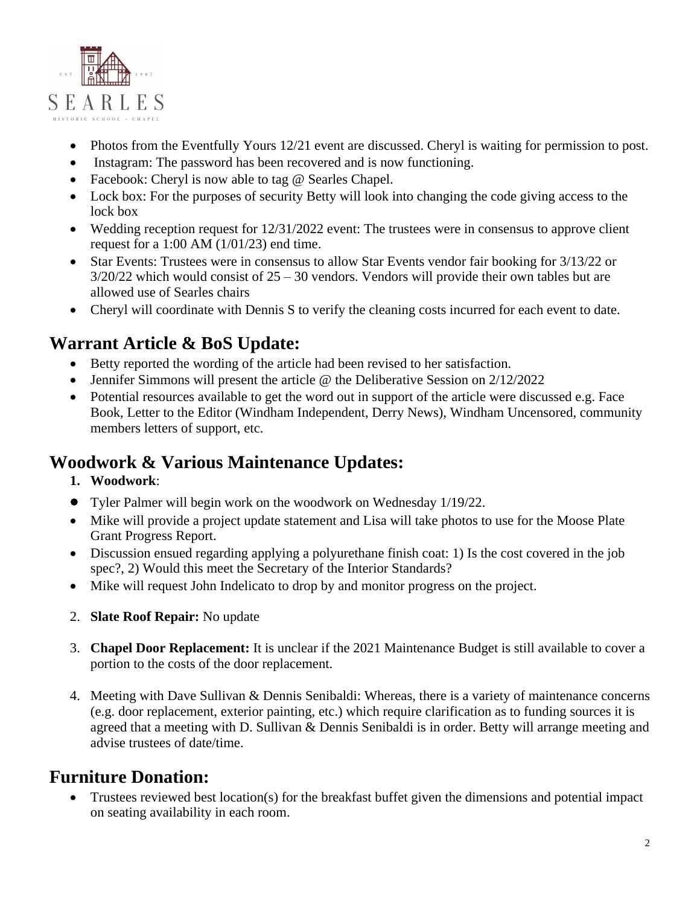- Photos from the Eventfully Yours 12/21 event are discussed. Cheryl is waiting for permission to post.
- Instagram: The password has been recovered and is now functioning.
- Facebook: Cheryl is now able to tag @ Searles Chapel.
- Lock box: For the purposes of security Betty will look into changing the code giving access to the lock box
- Wedding reception request for 12/31/2022 event: The trustees were in consensus to approve client request for a 1:00 AM (1/01/23) end time.
- Star Events: Trustees were in consensus to allow Star Events vendor fair booking for 3/13/22 or 3/20/22 which would consist of 25 – 30 vendors. Vendors will provide their own tables but are allowed use of Searles chairs
- Cheryl will coordinate with Dennis S to verify the cleaning costs incurred for each event to date.

## Warrant Article & BoS Update:

- Betty reported the wording of the article had been revised to her satisfaction.
- Jennifer Simmons will present the article @ the Deliberative Session on 2/12/2022
- Potential resources available to get the word out in support of the article were discussed e.g. Face Book, Letter to the Editor (Windham Independent, Derry News), Windham Uncensored, community members letters of support, etc.

## Woodwork & Various Maintenance Updates:

1. **Woodwork**:

- Tyler Palmer will begin work on the woodwork on Wednesday 1/19/22.
- Mike will provide a project update statement and Lisa will take photos to use for the Moose Plate Grant Progress Report.
- Discussion ensued regarding applying a polyurethane finish coat: 1) Is the cost covered in the job spec?, 2) Would this meet the Secretary of the Interior Standards?
- Mike will request John Indelicato to drop by and monitor progress on the project.

2. **Slate Roof Repair:** No update

3. **Chapel Door Replacement:** It is unclear if the 2021 Maintenance Budget is still available to cover a portion to the costs of the door replacement.

4. Meeting with Dave Sullivan & Dennis Senibaldi: Whereas, there is a variety of maintenance concerns (e.g. door replacement, exterior painting, etc.) which require clarification as to funding sources it is agreed that a meeting with D. Sullivan & Dennis Senibaldi is in order. Betty will arrange meeting and advise trustees of date/time.

## Furniture Donation:

- Trustees reviewed best location(s) for the breakfast buffet given the dimensions and potential impact on seating availability in each room.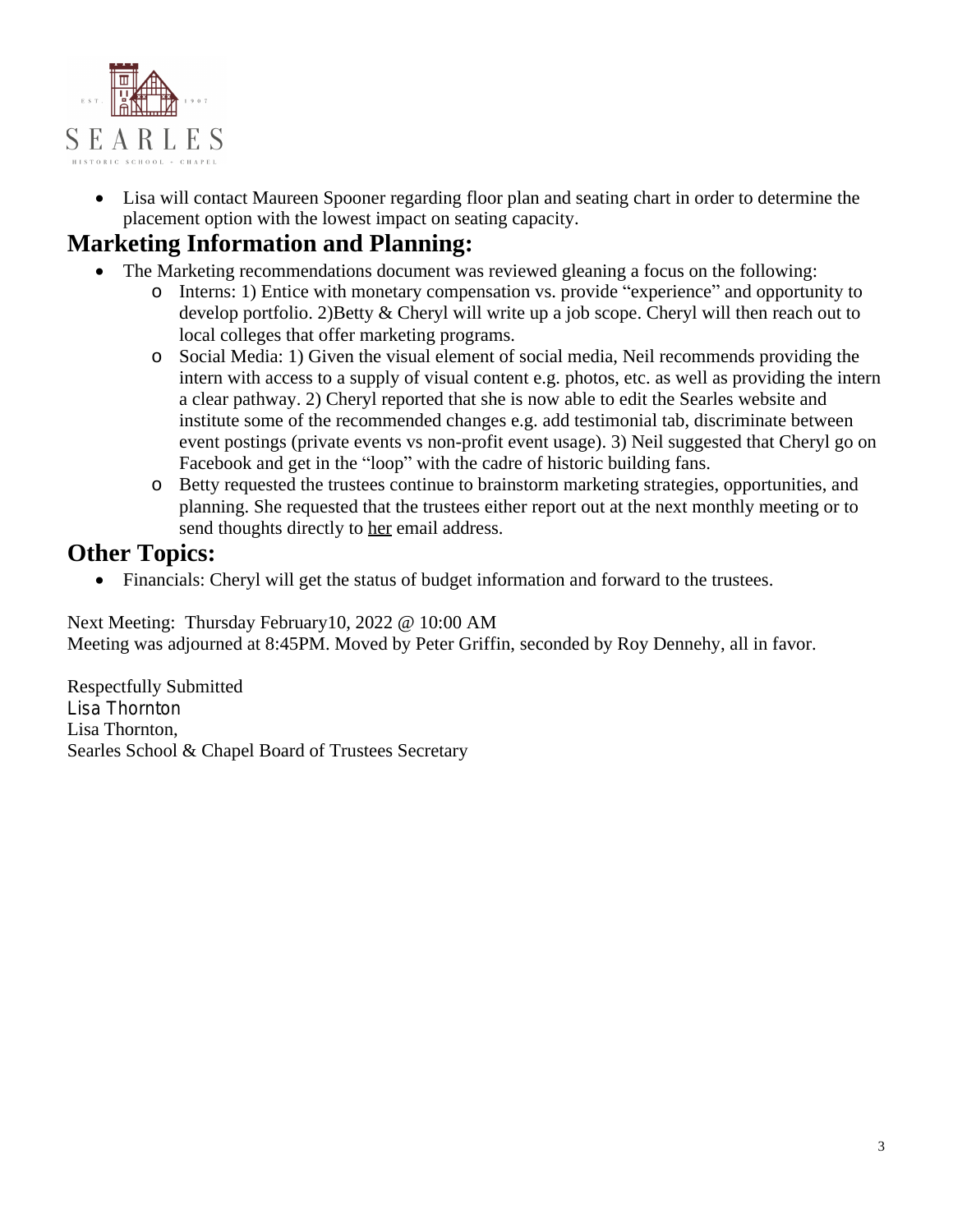- Lisa will contact Maureen Spooner regarding floor plan and seating chart in order to determine the placement option with the lowest impact on seating capacity.

## Marketing Information and Planning:

- The Marketing recommendations document was reviewed gleaning a focus on the following:
  - Interns: 1) Entice with monetary compensation vs. provide "experience" and opportunity to develop portfolio. 2)Betty & Cheryl will write up a job scope. Cheryl will then reach out to local colleges that offer marketing programs.
  - Social Media: 1) Given the visual element of social media, Neil recommends providing the intern with access to a supply of visual content e.g. photos, etc. as well as providing the intern a clear pathway. 2) Cheryl reported that she is now able to edit the Searles website and institute some of the recommended changes e.g. add testimonial tab, discriminate between event postings (private events vs non-profit event usage). 3) Neil suggested that Cheryl go on Facebook and get in the "loop" with the cadre of historic building fans.
  - Betty requested the trustees continue to brainstorm marketing strategies, opportunities, and planning. She requested that the trustees either report out at the next monthly meeting or to send thoughts directly to <u>her</u> email address.

## Other Topics:

- Financials: Cheryl will get the status of budget information and forward to the trustees.

Next Meeting: Thursday February10, 2022 @ 10:00 AM
Meeting was adjourned at 8:45PM. Moved by Peter Griffin, seconded by Roy Dennehy, all in favor.

Respectfully Submitted
Lisa Thornton
Lisa Thornton,
Searles School & Chapel Board of Trustees Secretary